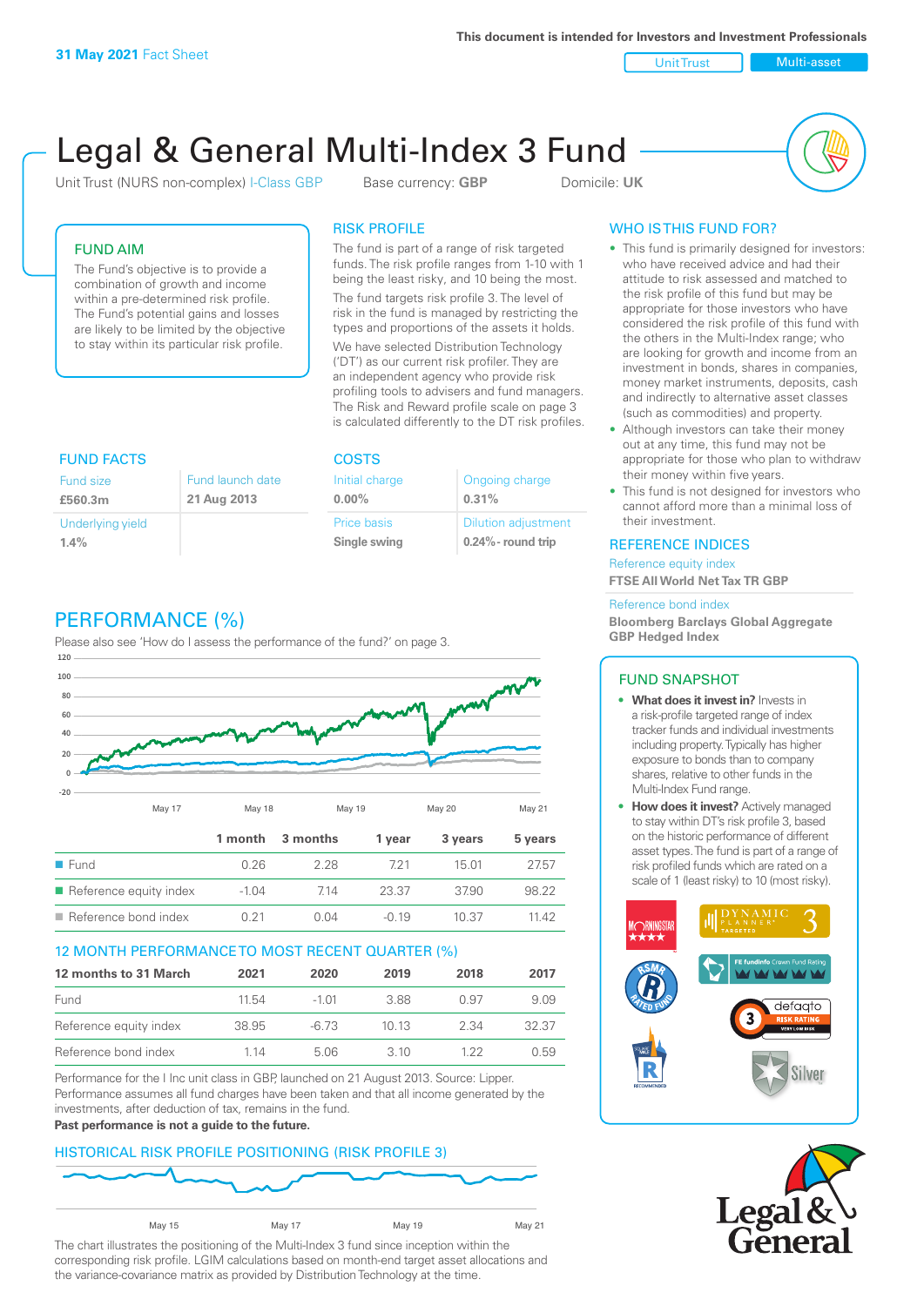**31 May 2021** Fact Sheet

This document is intended for Investors and Investment Professionals

Unit Trust | Multi-asset

# Legal & General Multi-Index 3 Fund

Unit Trust (NURS non-complex) I-Class GBP    Base currency: **GBP**    Domicile: **UK**

## FUND AIM

The Fund's objective is to provide a combination of growth and income within a pre-determined risk profile. The Fund's potential gains and losses are likely to be limited by the objective to stay within its particular risk profile.

## RISK PROFILE

The fund is part of a range of risk targeted funds. The risk profile ranges from 1-10 with 1 being the least risky, and 10 being the most.

The fund targets risk profile 3. The level of risk in the fund is managed by restricting the types and proportions of the assets it holds.

We have selected Distribution Technology ('DT') as our current risk profiler. They are an independent agency who provide risk profiling tools to advisers and fund managers. The Risk and Reward profile scale on page 3 is calculated differently to the DT risk profiles.

## WHO IS THIS FUND FOR?

- This fund is primarily designed for investors: who have received advice and had their attitude to risk assessed and matched to the risk profile of this fund but may be appropriate for those investors who have considered the risk profile of this fund with the others in the Multi-Index range; who are looking for growth and income from an investment in bonds, shares in companies, money market instruments, deposits, cash and indirectly to alternative asset classes (such as commodities) and property.
- Although investors can take their money out at any time, this fund may not be appropriate for those who plan to withdraw their money within five years.
- This fund is not designed for investors who cannot afford more than a minimal loss of their investment.

## FUND FACTS

| Fund size | Fund launch date |
|---|---|
| **£560.3m** | **21 Aug 2013** |
| Underlying yield | |
| **1.4%** | |

## COSTS

| Initial charge | Ongoing charge |
|---|---|
| **0.00%** | **0.31%** |
| Price basis | Dilution adjustment |
| **Single swing** | **0.24%- round trip** |

## REFERENCE INDICES

Reference equity index
**FTSE All World Net Tax TR GBP**

Reference bond index
**Bloomberg Barclays Global Aggregate GBP Hedged Index**

## PERFORMANCE (%)

Please also see 'How do I assess the performance of the fund?' on page 3.

| | 1 month | 3 months | 1 year | 3 years | 5 years |
|---|---|---|---|---|---|
| Fund | 0.26 | 2.28 | 7.21 | 15.01 | 27.57 |
| Reference equity index | -1.04 | 7.14 | 23.37 | 37.90 | 98.22 |
| Reference bond index | 0.21 | 0.04 | -0.19 | 10.37 | 11.42 |

## 12 MONTH PERFORMANCE TO MOST RECENT QUARTER (%)

| 12 months to 31 March | 2021 | 2020 | 2019 | 2018 | 2017 |
|---|---|---|---|---|---|
| Fund | 11.54 | -1.01 | 3.88 | 0.97 | 9.09 |
| Reference equity index | 38.95 | -6.73 | 10.13 | 2.34 | 32.37 |
| Reference bond index | 1.14 | 5.06 | 3.10 | 1.22 | 0.59 |

Performance for the I Inc unit class in GBP, launched on 21 August 2013. Source: Lipper. Performance assumes all fund charges have been taken and that all income generated by the investments, after deduction of tax, remains in the fund.
**Past performance is not a guide to the future.**

## HISTORICAL RISK PROFILE POSITIONING (RISK PROFILE 3)

The chart illustrates the positioning of the Multi-Index 3 fund since inception within the corresponding risk profile. LGIM calculations based on month-end target asset allocations and the variance-covariance matrix as provided by Distribution Technology at the time.

## FUND SNAPSHOT

- **What does it invest in?** Invests in a risk-profile targeted range of index tracker funds and individual investments including property. Typically has higher exposure to bonds than to company shares, relative to other funds in the Multi-Index Fund range.
- **How does it invest?** Actively managed to stay within DT's risk profile 3, based on the historic performance of different asset types. The fund is part of a range of risk profiled funds which are rated on a scale of 1 (least risky) to 10 (most risky).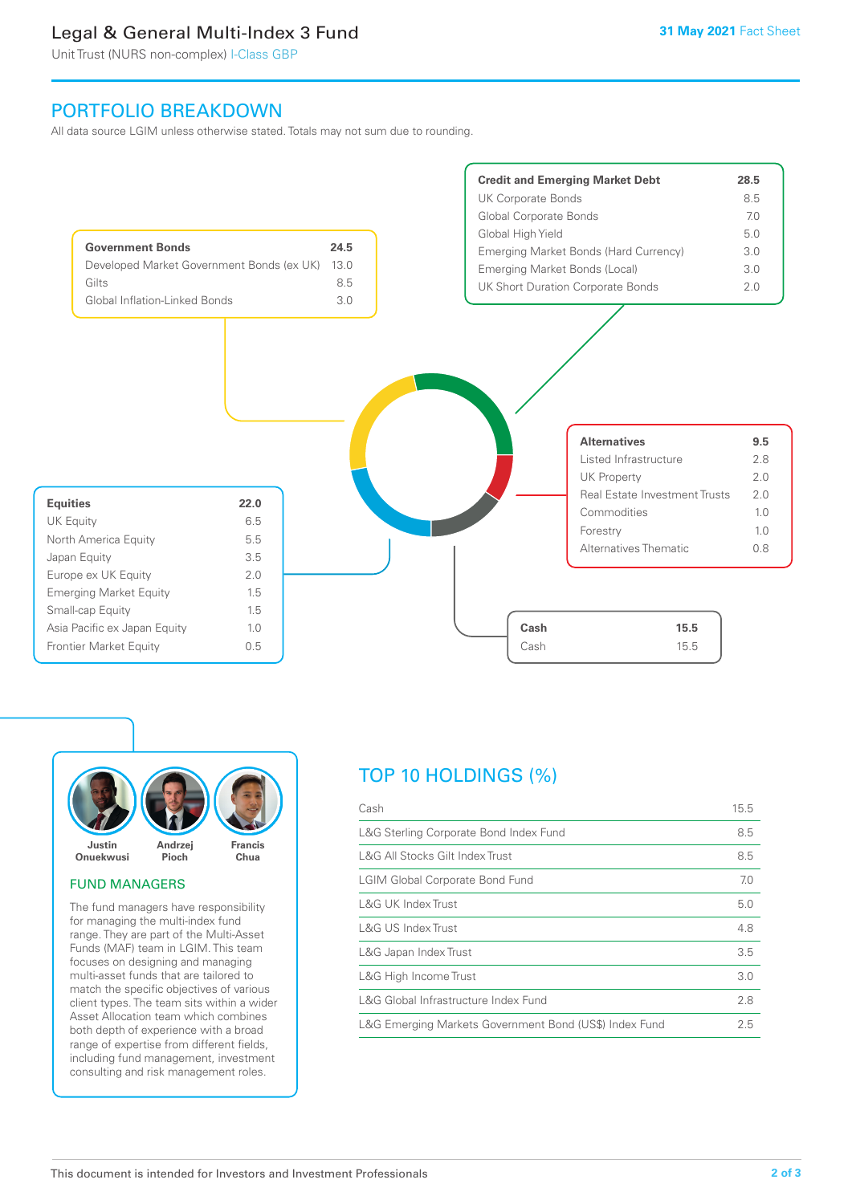# Legal & General Multi-Index 3 Fund

Unit Trust (NURS non-complex) I-Class GBP

31 May 2021 Fact Sheet

## PORTFOLIO BREAKDOWN

All data source LGIM unless otherwise stated. Totals may not sum due to rounding.

| Government Bonds | 24.5 |
|---|---|
| Developed Market Government Bonds (ex UK) | 13.0 |
| Gilts | 8.5 |
| Global Inflation-Linked Bonds | 3.0 |

| Credit and Emerging Market Debt | 28.5 |
|---|---|
| UK Corporate Bonds | 8.5 |
| Global Corporate Bonds | 7.0 |
| Global High Yield | 5.0 |
| Emerging Market Bonds (Hard Currency) | 3.0 |
| Emerging Market Bonds (Local) | 3.0 |
| UK Short Duration Corporate Bonds | 2.0 |

| Alternatives | 9.5 |
|---|---|
| Listed Infrastructure | 2.8 |
| UK Property | 2.0 |
| Real Estate Investment Trusts | 2.0 |
| Commodities | 1.0 |
| Forestry | 1.0 |
| Alternatives Thematic | 0.8 |

| Equities | 22.0 |
|---|---|
| UK Equity | 6.5 |
| North America Equity | 5.5 |
| Japan Equity | 3.5 |
| Europe ex UK Equity | 2.0 |
| Emerging Market Equity | 1.5 |
| Small-cap Equity | 1.5 |
| Asia Pacific ex Japan Equity | 1.0 |
| Frontier Market Equity | 0.5 |

| Cash | 15.5 |
|---|---|
| Cash | 15.5 |

Justin Onuekwusi, Andrzej Pioch, Francis Chua

### FUND MANAGERS

The fund managers have responsibility for managing the multi-index fund range. They are part of the Multi-Asset Funds (MAF) team in LGIM. This team focuses on designing and managing multi-asset funds that are tailored to match the specific objectives of various client types. The team sits within a wider Asset Allocation team which combines both depth of experience with a broad range of expertise from different fields, including fund management, investment consulting and risk management roles.

## TOP 10 HOLDINGS (%)

| Holding | % |
|---|---|
| Cash | 15.5 |
| L&G Sterling Corporate Bond Index Fund | 8.5 |
| L&G All Stocks Gilt Index Trust | 8.5 |
| LGIM Global Corporate Bond Fund | 7.0 |
| L&G UK Index Trust | 5.0 |
| L&G US Index Trust | 4.8 |
| L&G Japan Index Trust | 3.5 |
| L&G High Income Trust | 3.0 |
| L&G Global Infrastructure Index Fund | 2.8 |
| L&G Emerging Markets Government Bond (US$) Index Fund | 2.5 |

This document is intended for Investors and Investment Professionals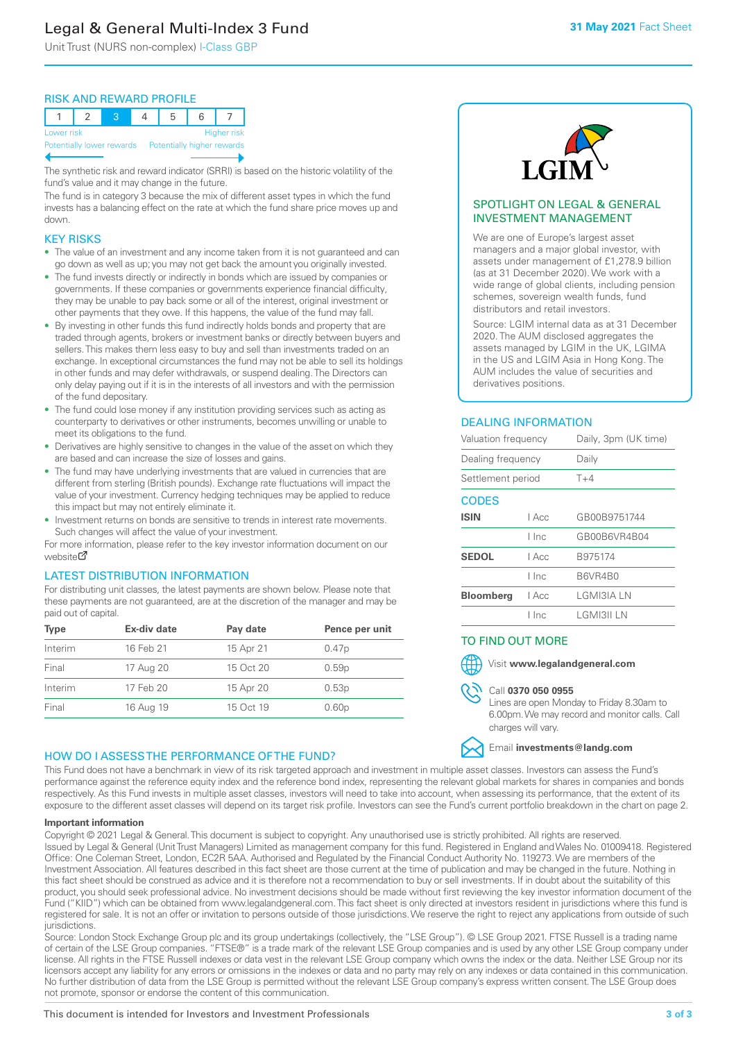# Legal & General Multi-Index 3 Fund

Unit Trust (NURS non-complex) I-Class GBP

**31 May 2021** Fact Sheet

## RISK AND REWARD PROFILE

| 1 | 2 | 3 | 4 | 5 | 6 | 7 |
|---|---|---|---|---|---|---|

Lower risk — Higher risk

Potentially lower rewards — Potentially higher rewards

The synthetic risk and reward indicator (SRRI) is based on the historic volatility of the fund's value and it may change in the future.

The fund is in category 3 because the mix of different asset types in which the fund invests has a balancing effect on the rate at which the fund share price moves up and down.

## KEY RISKS

- The value of an investment and any income taken from it is not guaranteed and can go down as well as up; you may not get back the amount you originally invested.
- The fund invests directly or indirectly in bonds which are issued by companies or governments. If these companies or governments experience financial difficulty, they may be unable to pay back some or all of the interest, original investment or other payments that they owe. If this happens, the value of the fund may fall.
- By investing in other funds this fund indirectly holds bonds and property that are traded through agents, brokers or investment banks or directly between buyers and sellers. This makes them less easy to buy and sell than investments traded on an exchange. In exceptional circumstances the fund may not be able to sell its holdings in other funds and may defer withdrawals, or suspend dealing. The Directors can only delay paying out if it is in the interests of all investors and with the permission of the fund depositary.
- The fund could lose money if any institution providing services such as acting as counterparty to derivatives or other instruments, becomes unwilling or unable to meet its obligations to the fund.
- Derivatives are highly sensitive to changes in the value of the asset on which they are based and can increase the size of losses and gains.
- The fund may have underlying investments that are valued in currencies that are different from sterling (British pounds). Exchange rate fluctuations will impact the value of your investment. Currency hedging techniques may be applied to reduce this impact but may not entirely eliminate it.
- Investment returns on bonds are sensitive to trends in interest rate movements. Such changes will affect the value of your investment.

For more information, please refer to the key investor information document on our website

## LATEST DISTRIBUTION INFORMATION

For distributing unit classes, the latest payments are shown below. Please note that these payments are not guaranteed, are at the discretion of the manager and may be paid out of capital.

| Type | Ex-div date | Pay date | Pence per unit |
|---|---|---|---|
| Interim | 16 Feb 21 | 15 Apr 21 | 0.47p |
| Final | 17 Aug 20 | 15 Oct 20 | 0.59p |
| Interim | 17 Feb 20 | 15 Apr 20 | 0.53p |
| Final | 16 Aug 19 | 15 Oct 19 | 0.60p |

## SPOTLIGHT ON LEGAL & GENERAL INVESTMENT MANAGEMENT

We are one of Europe's largest asset managers and a major global investor, with assets under management of £1,278.9 billion (as at 31 December 2020). We work with a wide range of global clients, including pension schemes, sovereign wealth funds, fund distributors and retail investors.

Source: LGIM internal data as at 31 December 2020. The AUM disclosed aggregates the assets managed by LGIM in the UK, LGIMA in the US and LGIM Asia in Hong Kong. The AUM includes the value of securities and derivatives positions.

## DEALING INFORMATION

| | |
|---|---|
| Valuation frequency | Daily, 3pm (UK time) |
| Dealing frequency | Daily |
| Settlement period | T+4 |

## CODES

| | | |
|---|---|---|
| **ISIN** | I Acc | GB00B9751744 |
| | I Inc | GB00B6VR4B04 |
| **SEDOL** | I Acc | B975174 |
| | I Inc | B6VR4B0 |
| **Bloomberg** | I Acc | LGMI3IA LN |
| | I Inc | LGMI3II LN |

## TO FIND OUT MORE

Visit **www.legalandgeneral.com**

Call **0370 050 0955**
Lines are open Monday to Friday 8.30am to 6.00pm. We may record and monitor calls. Call charges will vary.

Email **investments@landg.com**

## HOW DO I ASSESS THE PERFORMANCE OF THE FUND?

This Fund does not have a benchmark in view of its risk targeted approach and investment in multiple asset classes. Investors can assess the Fund's performance against the reference equity index and the reference bond index, representing the relevant global markets for shares in companies and bonds respectively. As this Fund invests in multiple asset classes, investors will need to take into account, when assessing its performance, that the extent of its exposure to the different asset classes will depend on its target risk profile. Investors can see the Fund's current portfolio breakdown in the chart on page 2.

**Important information**

Copyright © 2021 Legal & General. This document is subject to copyright. Any unauthorised use is strictly prohibited. All rights are reserved. Issued by Legal & General (Unit Trust Managers) Limited as management company for this fund. Registered in England and Wales No. 01009418. Registered Office: One Coleman Street, London, EC2R 5AA. Authorised and Regulated by the Financial Conduct Authority No. 119273. We are members of the Investment Association. All features described in this fact sheet are those current at the time of publication and may be changed in the future. Nothing in this fact sheet should be construed as advice and it is therefore not a recommendation to buy or sell investments. If in doubt about the suitability of this product, you should seek professional advice. No investment decisions should be made without first reviewing the key investor information document of the Fund ("KIID") which can be obtained from www.legalandgeneral.com. This fact sheet is only directed at investors resident in jurisdictions where this fund is registered for sale. It is not an offer or invitation to persons outside of those jurisdictions. We reserve the right to reject any applications from outside of such jurisdictions.

Source: London Stock Exchange Group plc and its group undertakings (collectively, the "LSE Group"). © LSE Group 2021. FTSE Russell is a trading name of certain of the LSE Group companies. "FTSE®" is a trade mark of the relevant LSE Group companies and is used by any other LSE Group company under license. All rights in the FTSE Russell indexes or data vest in the relevant LSE Group company which owns the index or the data. Neither LSE Group nor its licensors accept any liability for any errors or omissions in the indexes or data and no party may rely on any indexes or data contained in this communication. No further distribution of data from the LSE Group is permitted without the relevant LSE Group company's express written consent. The LSE Group does not promote, sponsor or endorse the content of this communication.

This document is intended for Investors and Investment Professionals